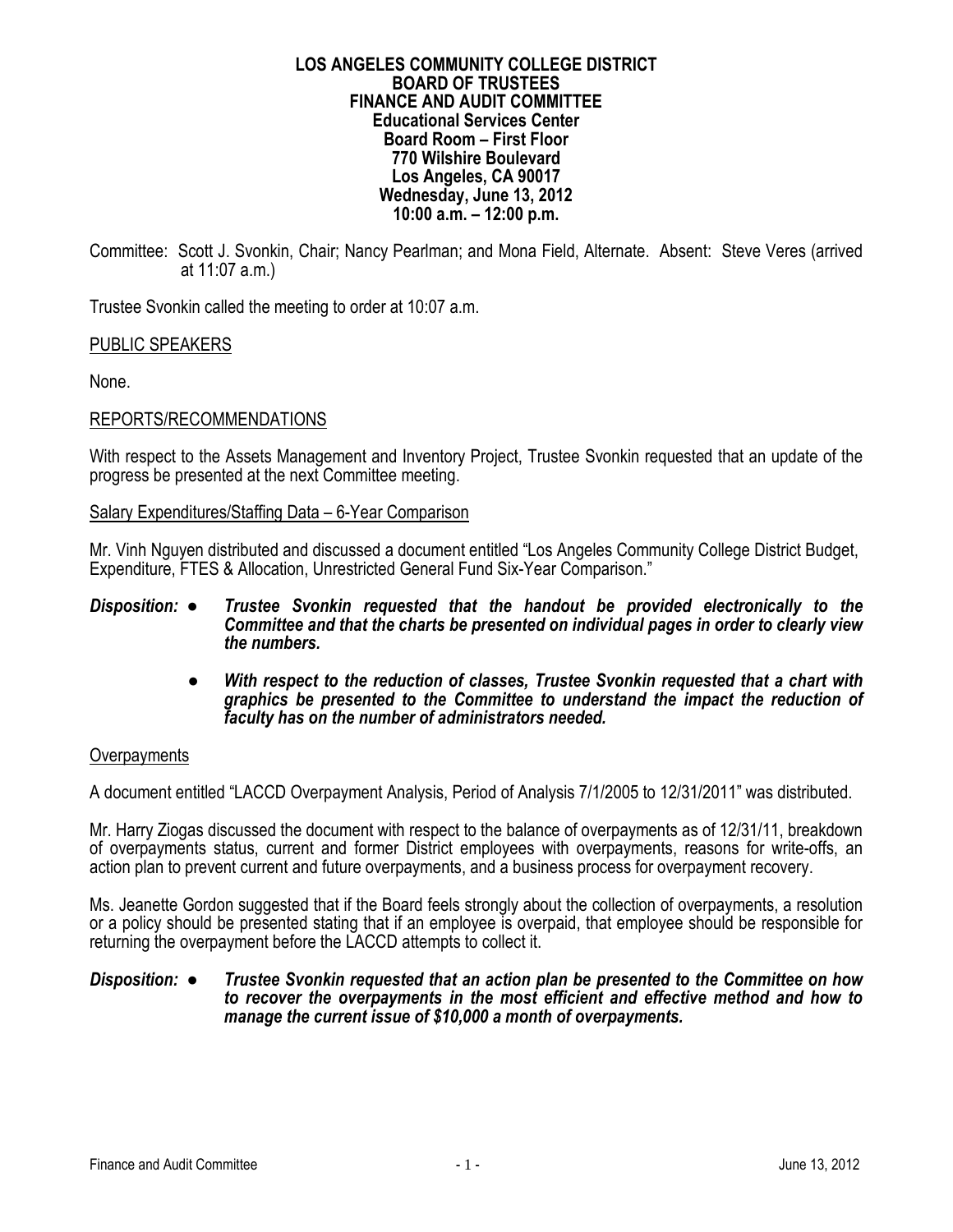**LOS ANGELES COMMUNITY COLLEGE DISTRICT**
**BOARD OF TRUSTEES**
**FINANCE AND AUDIT COMMITTEE**
**Educational Services Center**
**Board Room – First Floor**
**770 Wilshire Boulevard**
**Los Angeles, CA 90017**
**Wednesday, June 13, 2012**
**10:00 a.m. – 12:00 p.m.**

Committee: Scott J. Svonkin, Chair; Nancy Pearlman; and Mona Field, Alternate. Absent: Steve Veres (arrived at 11:07 a.m.)

Trustee Svonkin called the meeting to order at 10:07 a.m.

PUBLIC SPEAKERS

None.

REPORTS/RECOMMENDATIONS

With respect to the Assets Management and Inventory Project, Trustee Svonkin requested that an update of the progress be presented at the next Committee meeting.

Salary Expenditures/Staffing Data – 6-Year Comparison

Mr. Vinh Nguyen distributed and discussed a document entitled "Los Angeles Community College District Budget, Expenditure, FTES & Allocation, Unrestricted General Fund Six-Year Comparison."

***Disposition:***
- ***Trustee Svonkin requested that the handout be provided electronically to the Committee and that the charts be presented on individual pages in order to clearly view the numbers.***
- ***With respect to the reduction of classes, Trustee Svonkin requested that a chart with graphics be presented to the Committee to understand the impact the reduction of faculty has on the number of administrators needed.***

Overpayments

A document entitled "LACCD Overpayment Analysis, Period of Analysis 7/1/2005 to 12/31/2011" was distributed.

Mr. Harry Ziogas discussed the document with respect to the balance of overpayments as of 12/31/11, breakdown of overpayments status, current and former District employees with overpayments, reasons for write-offs, an action plan to prevent current and future overpayments, and a business process for overpayment recovery.

Ms. Jeanette Gordon suggested that if the Board feels strongly about the collection of overpayments, a resolution or a policy should be presented stating that if an employee is overpaid, that employee should be responsible for returning the overpayment before the LACCD attempts to collect it.

***Disposition:***
- ***Trustee Svonkin requested that an action plan be presented to the Committee on how to recover the overpayments in the most efficient and effective method and how to manage the current issue of $10,000 a month of overpayments.***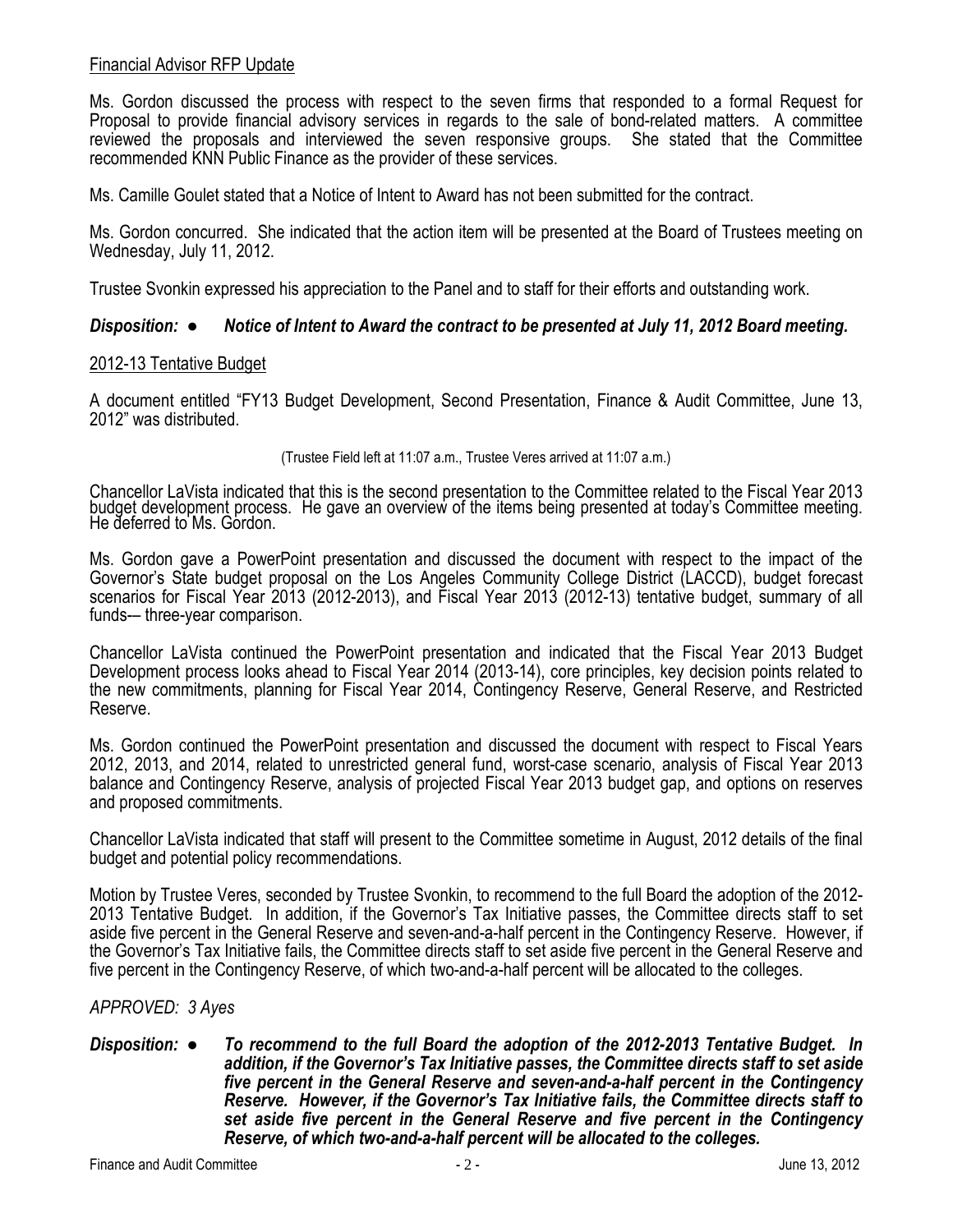<u>Financial Advisor RFP Update</u>

Ms. Gordon discussed the process with respect to the seven firms that responded to a formal Request for Proposal to provide financial advisory services in regards to the sale of bond-related matters. A committee reviewed the proposals and interviewed the seven responsive groups. She stated that the Committee recommended KNN Public Finance as the provider of these services.

Ms. Camille Goulet stated that a Notice of Intent to Award has not been submitted for the contract.

Ms. Gordon concurred. She indicated that the action item will be presented at the Board of Trustees meeting on Wednesday, July 11, 2012.

Trustee Svonkin expressed his appreciation to the Panel and to staff for their efforts and outstanding work.

***Disposition: ● Notice of Intent to Award the contract to be presented at July 11, 2012 Board meeting.***

<u>2012-13 Tentative Budget</u>

A document entitled "FY13 Budget Development, Second Presentation, Finance & Audit Committee, June 13, 2012" was distributed.

(Trustee Field left at 11:07 a.m., Trustee Veres arrived at 11:07 a.m.)

Chancellor LaVista indicated that this is the second presentation to the Committee related to the Fiscal Year 2013 budget development process. He gave an overview of the items being presented at today's Committee meeting. He deferred to Ms. Gordon.

Ms. Gordon gave a PowerPoint presentation and discussed the document with respect to the impact of the Governor's State budget proposal on the Los Angeles Community College District (LACCD), budget forecast scenarios for Fiscal Year 2013 (2012-2013), and Fiscal Year 2013 (2012-13) tentative budget, summary of all funds-– three-year comparison.

Chancellor LaVista continued the PowerPoint presentation and indicated that the Fiscal Year 2013 Budget Development process looks ahead to Fiscal Year 2014 (2013-14), core principles, key decision points related to the new commitments, planning for Fiscal Year 2014, Contingency Reserve, General Reserve, and Restricted Reserve.

Ms. Gordon continued the PowerPoint presentation and discussed the document with respect to Fiscal Years 2012, 2013, and 2014, related to unrestricted general fund, worst-case scenario, analysis of Fiscal Year 2013 balance and Contingency Reserve, analysis of projected Fiscal Year 2013 budget gap, and options on reserves and proposed commitments.

Chancellor LaVista indicated that staff will present to the Committee sometime in August, 2012 details of the final budget and potential policy recommendations.

Motion by Trustee Veres, seconded by Trustee Svonkin, to recommend to the full Board the adoption of the 2012-2013 Tentative Budget. In addition, if the Governor's Tax Initiative passes, the Committee directs staff to set aside five percent in the General Reserve and seven-and-a-half percent in the Contingency Reserve. However, if the Governor's Tax Initiative fails, the Committee directs staff to set aside five percent in the General Reserve and five percent in the Contingency Reserve, of which two-and-a-half percent will be allocated to the colleges.

*APPROVED: 3 Ayes*

***Disposition: ● To recommend to the full Board the adoption of the 2012-2013 Tentative Budget. In addition, if the Governor's Tax Initiative passes, the Committee directs staff to set aside five percent in the General Reserve and seven-and-a-half percent in the Contingency Reserve. However, if the Governor's Tax Initiative fails, the Committee directs staff to set aside five percent in the General Reserve and five percent in the Contingency Reserve, of which two-and-a-half percent will be allocated to the colleges.***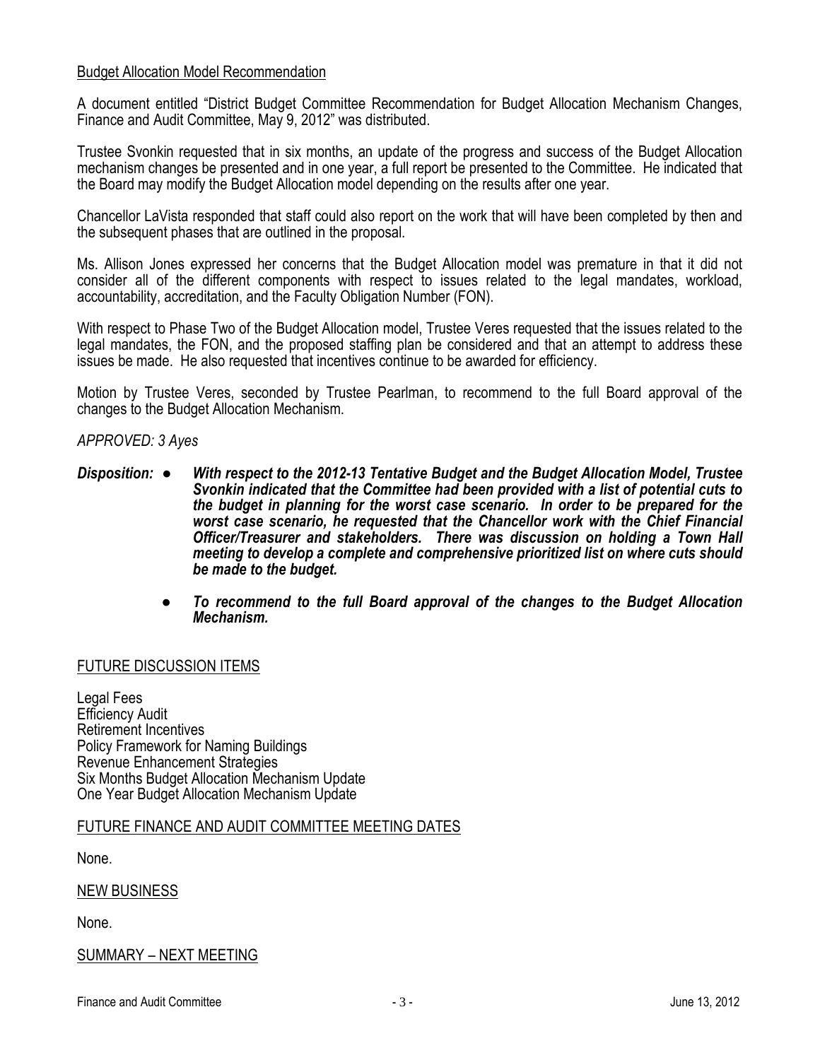Budget Allocation Model Recommendation

A document entitled "District Budget Committee Recommendation for Budget Allocation Mechanism Changes, Finance and Audit Committee, May 9, 2012" was distributed.

Trustee Svonkin requested that in six months, an update of the progress and success of the Budget Allocation mechanism changes be presented and in one year, a full report be presented to the Committee. He indicated that the Board may modify the Budget Allocation model depending on the results after one year.

Chancellor LaVista responded that staff could also report on the work that will have been completed by then and the subsequent phases that are outlined in the proposal.

Ms. Allison Jones expressed her concerns that the Budget Allocation model was premature in that it did not consider all of the different components with respect to issues related to the legal mandates, workload, accountability, accreditation, and the Faculty Obligation Number (FON).

With respect to Phase Two of the Budget Allocation model, Trustee Veres requested that the issues related to the legal mandates, the FON, and the proposed staffing plan be considered and that an attempt to address these issues be made. He also requested that incentives continue to be awarded for efficiency.

Motion by Trustee Veres, seconded by Trustee Pearlman, to recommend to the full Board approval of the changes to the Budget Allocation Mechanism.

*APPROVED: 3 Ayes*

***Disposition:***

- ***With respect to the 2012-13 Tentative Budget and the Budget Allocation Model, Trustee Svonkin indicated that the Committee had been provided with a list of potential cuts to the budget in planning for the worst case scenario. In order to be prepared for the worst case scenario, he requested that the Chancellor work with the Chief Financial Officer/Treasurer and stakeholders. There was discussion on holding a Town Hall meeting to develop a complete and comprehensive prioritized list on where cuts should be made to the budget.***

- ***To recommend to the full Board approval of the changes to the Budget Allocation Mechanism.***

FUTURE DISCUSSION ITEMS

Legal Fees
Efficiency Audit
Retirement Incentives
Policy Framework for Naming Buildings
Revenue Enhancement Strategies
Six Months Budget Allocation Mechanism Update
One Year Budget Allocation Mechanism Update

FUTURE FINANCE AND AUDIT COMMITTEE MEETING DATES

None.

NEW BUSINESS

None.

SUMMARY – NEXT MEETING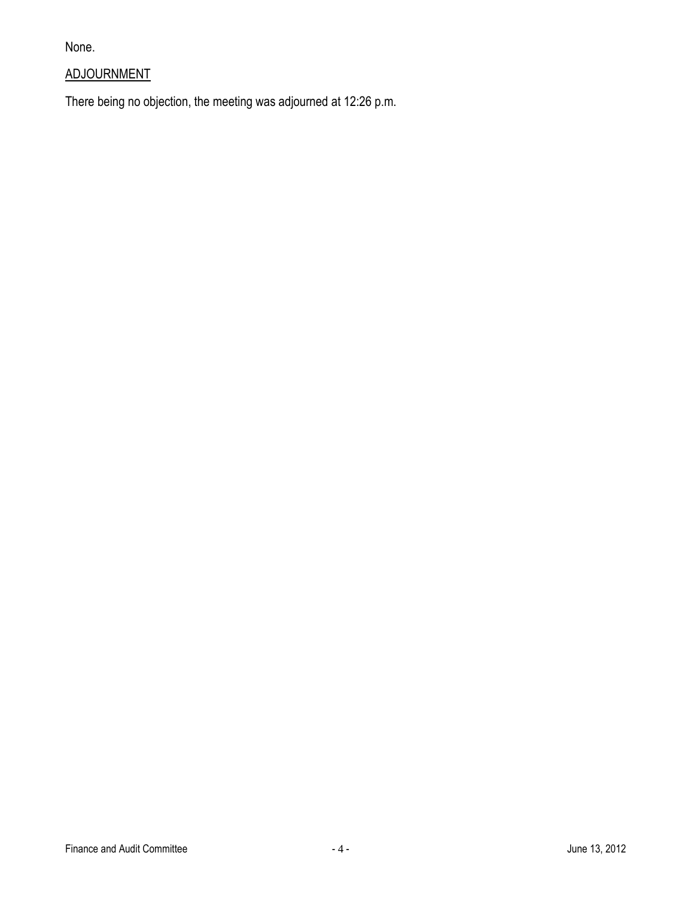None.

ADJOURNMENT

There being no objection, the meeting was adjourned at 12:26 p.m.